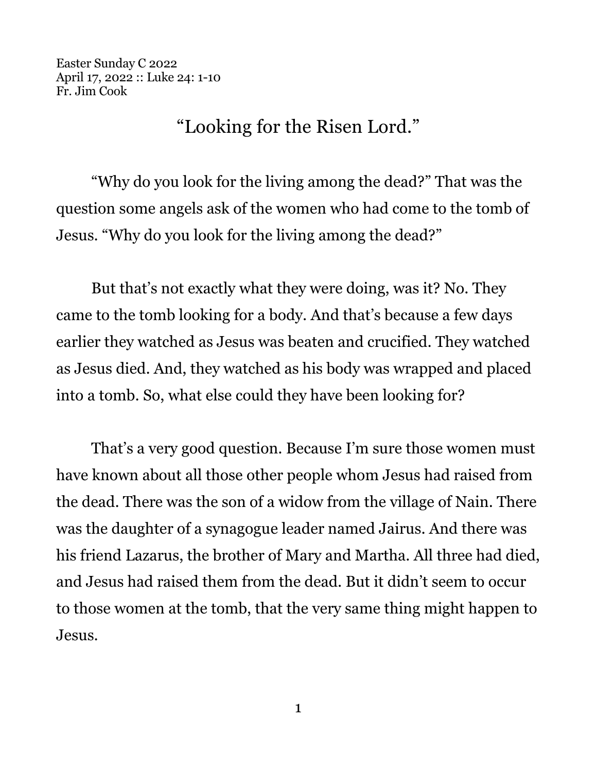Easter Sunday C 2022
April 17, 2022 :: Luke 24: 1-10
Fr. Jim Cook

# "Looking for the Risen Lord."

"Why do you look for the living among the dead?" That was the question some angels ask of the women who had come to the tomb of Jesus. "Why do you look for the living among the dead?"

But that's not exactly what they were doing, was it? No. They came to the tomb looking for a body. And that's because a few days earlier they watched as Jesus was beaten and crucified. They watched as Jesus died. And, they watched as his body was wrapped and placed into a tomb. So, what else could they have been looking for?

That's a very good question. Because I'm sure those women must have known about all those other people whom Jesus had raised from the dead. There was the son of a widow from the village of Nain. There was the daughter of a synagogue leader named Jairus. And there was his friend Lazarus, the brother of Mary and Martha. All three had died, and Jesus had raised them from the dead. But it didn't seem to occur to those women at the tomb, that the very same thing might happen to Jesus.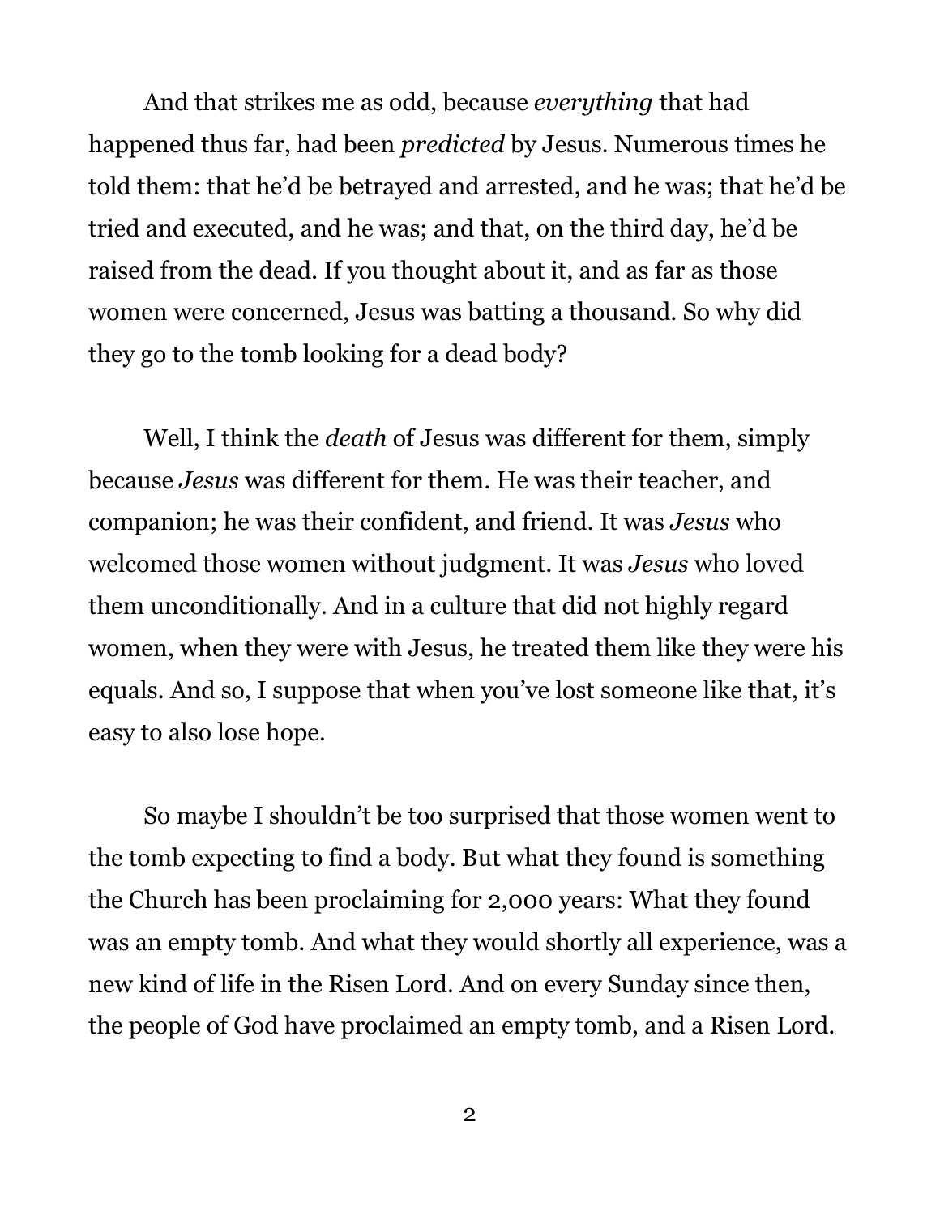And that strikes me as odd, because *everything* that had happened thus far, had been *predicted* by Jesus. Numerous times he told them: that he'd be betrayed and arrested, and he was; that he'd be tried and executed, and he was; and that, on the third day, he'd be raised from the dead. If you thought about it, and as far as those women were concerned, Jesus was batting a thousand. So why did they go to the tomb looking for a dead body?

Well, I think the *death* of Jesus was different for them, simply because *Jesus* was different for them. He was their teacher, and companion; he was their confident, and friend. It was *Jesus* who welcomed those women without judgment. It was *Jesus* who loved them unconditionally. And in a culture that did not highly regard women, when they were with Jesus, he treated them like they were his equals. And so, I suppose that when you've lost someone like that, it's easy to also lose hope.

So maybe I shouldn't be too surprised that those women went to the tomb expecting to find a body. But what they found is something the Church has been proclaiming for 2,000 years: What they found was an empty tomb. And what they would shortly all experience, was a new kind of life in the Risen Lord. And on every Sunday since then, the people of God have proclaimed an empty tomb, and a Risen Lord.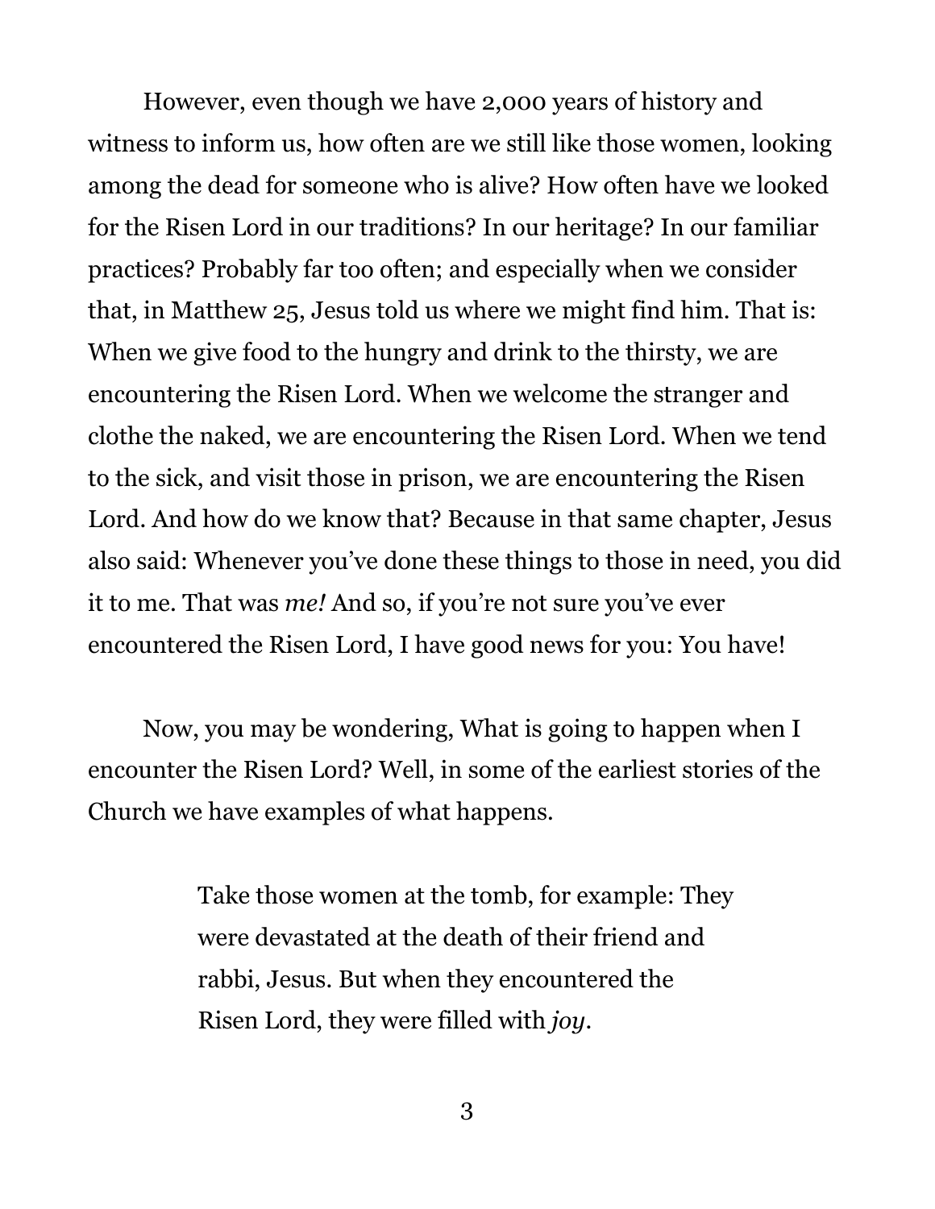However, even though we have 2,000 years of history and witness to inform us, how often are we still like those women, looking among the dead for someone who is alive? How often have we looked for the Risen Lord in our traditions? In our heritage? In our familiar practices? Probably far too often; and especially when we consider that, in Matthew 25, Jesus told us where we might find him. That is: When we give food to the hungry and drink to the thirsty, we are encountering the Risen Lord. When we welcome the stranger and clothe the naked, we are encountering the Risen Lord. When we tend to the sick, and visit those in prison, we are encountering the Risen Lord. And how do we know that? Because in that same chapter, Jesus also said: Whenever you've done these things to those in need, you did it to me. That was *me!* And so, if you're not sure you've ever encountered the Risen Lord, I have good news for you: You have!

Now, you may be wondering, What is going to happen when I encounter the Risen Lord? Well, in some of the earliest stories of the Church we have examples of what happens.

> Take those women at the tomb, for example: They were devastated at the death of their friend and rabbi, Jesus. But when they encountered the Risen Lord, they were filled with *joy*.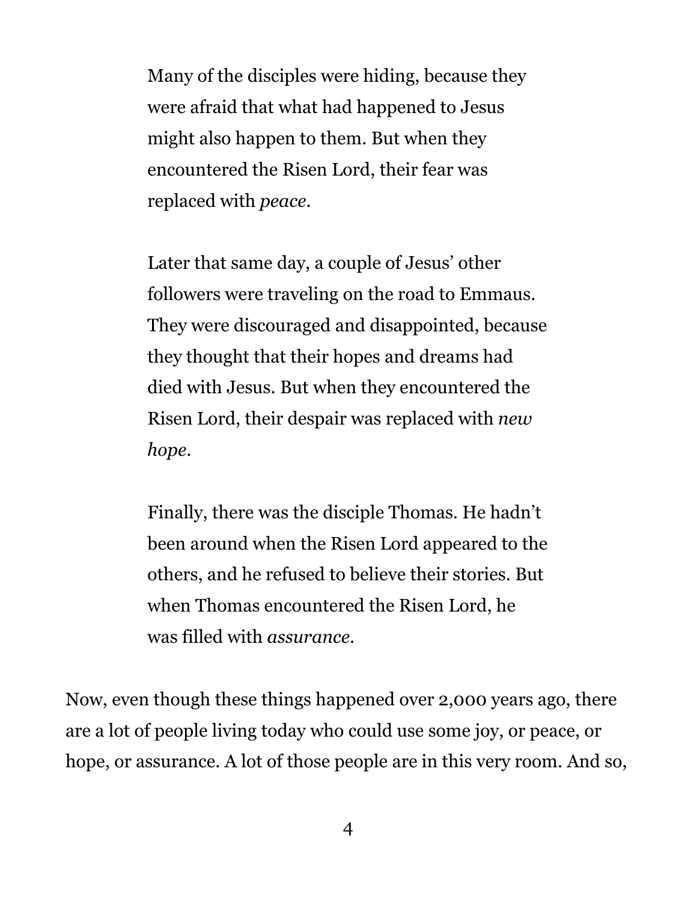> Many of the disciples were hiding, because they were afraid that what had happened to Jesus might also happen to them. But when they encountered the Risen Lord, their fear was replaced with *peace*.
>
> Later that same day, a couple of Jesus' other followers were traveling on the road to Emmaus. They were discouraged and disappointed, because they thought that their hopes and dreams had died with Jesus. But when they encountered the Risen Lord, their despair was replaced with *new hope*.
>
> Finally, there was the disciple Thomas. He hadn't been around when the Risen Lord appeared to the others, and he refused to believe their stories. But when Thomas encountered the Risen Lord, he was filled with *assurance*.

Now, even though these things happened over 2,000 years ago, there are a lot of people living today who could use some joy, or peace, or hope, or assurance. A lot of those people are in this very room. And so,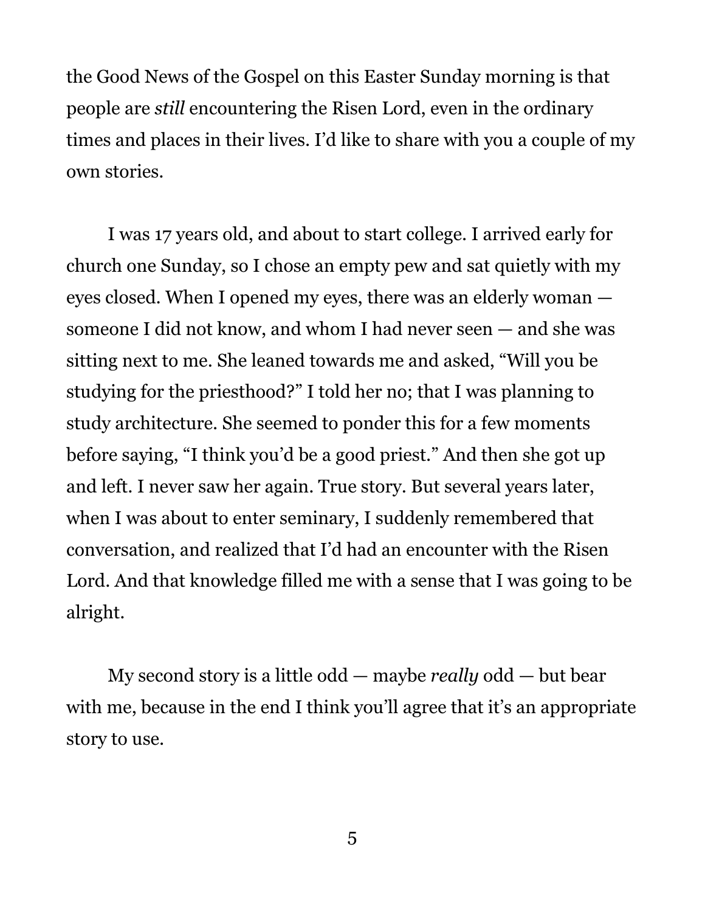the Good News of the Gospel on this Easter Sunday morning is that people are *still* encountering the Risen Lord, even in the ordinary times and places in their lives. I'd like to share with you a couple of my own stories.

I was 17 years old, and about to start college. I arrived early for church one Sunday, so I chose an empty pew and sat quietly with my eyes closed. When I opened my eyes, there was an elderly woman — someone I did not know, and whom I had never seen — and she was sitting next to me. She leaned towards me and asked, "Will you be studying for the priesthood?" I told her no; that I was planning to study architecture. She seemed to ponder this for a few moments before saying, "I think you'd be a good priest." And then she got up and left. I never saw her again. True story. But several years later, when I was about to enter seminary, I suddenly remembered that conversation, and realized that I'd had an encounter with the Risen Lord. And that knowledge filled me with a sense that I was going to be alright.

My second story is a little odd — maybe *really* odd — but bear with me, because in the end I think you'll agree that it's an appropriate story to use.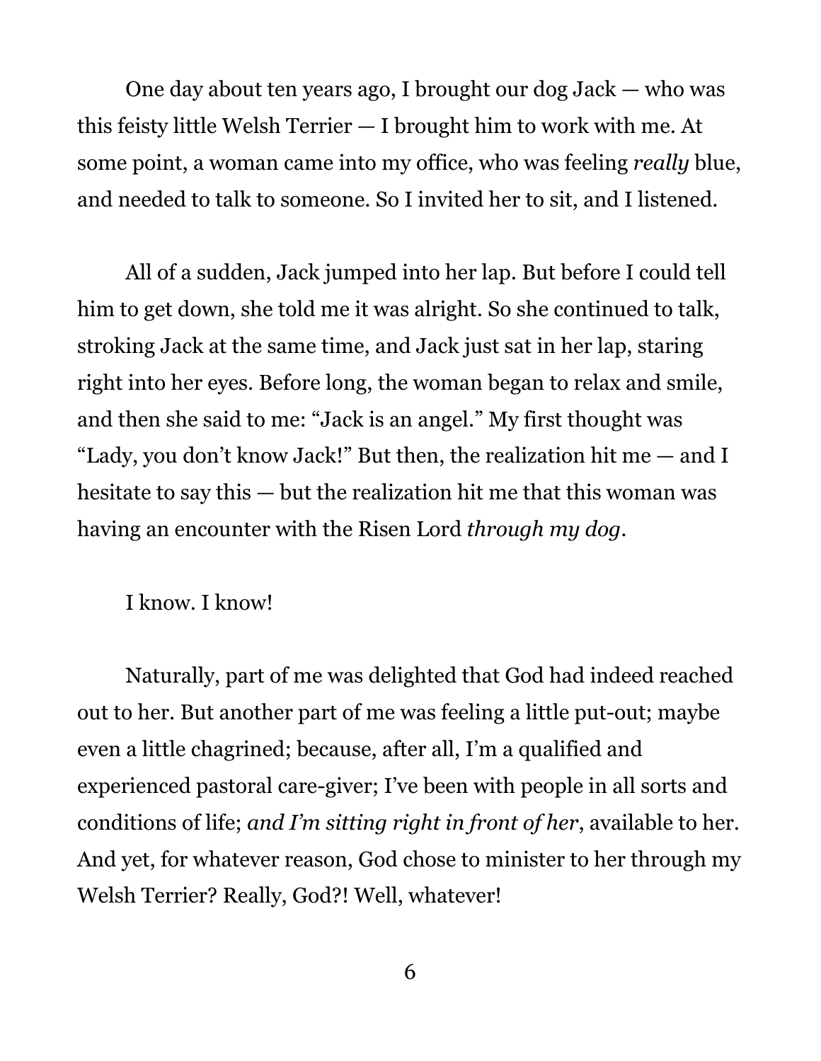One day about ten years ago, I brought our dog Jack — who was this feisty little Welsh Terrier — I brought him to work with me. At some point, a woman came into my office, who was feeling *really* blue, and needed to talk to someone. So I invited her to sit, and I listened.

All of a sudden, Jack jumped into her lap. But before I could tell him to get down, she told me it was alright. So she continued to talk, stroking Jack at the same time, and Jack just sat in her lap, staring right into her eyes. Before long, the woman began to relax and smile, and then she said to me: "Jack is an angel." My first thought was "Lady, you don't know Jack!" But then, the realization hit me — and I hesitate to say this — but the realization hit me that this woman was having an encounter with the Risen Lord *through my dog*.

I know. I know!

Naturally, part of me was delighted that God had indeed reached out to her. But another part of me was feeling a little put-out; maybe even a little chagrined; because, after all, I'm a qualified and experienced pastoral care-giver; I've been with people in all sorts and conditions of life; *and I'm sitting right in front of her*, available to her. And yet, for whatever reason, God chose to minister to her through my Welsh Terrier? Really, God?! Well, whatever!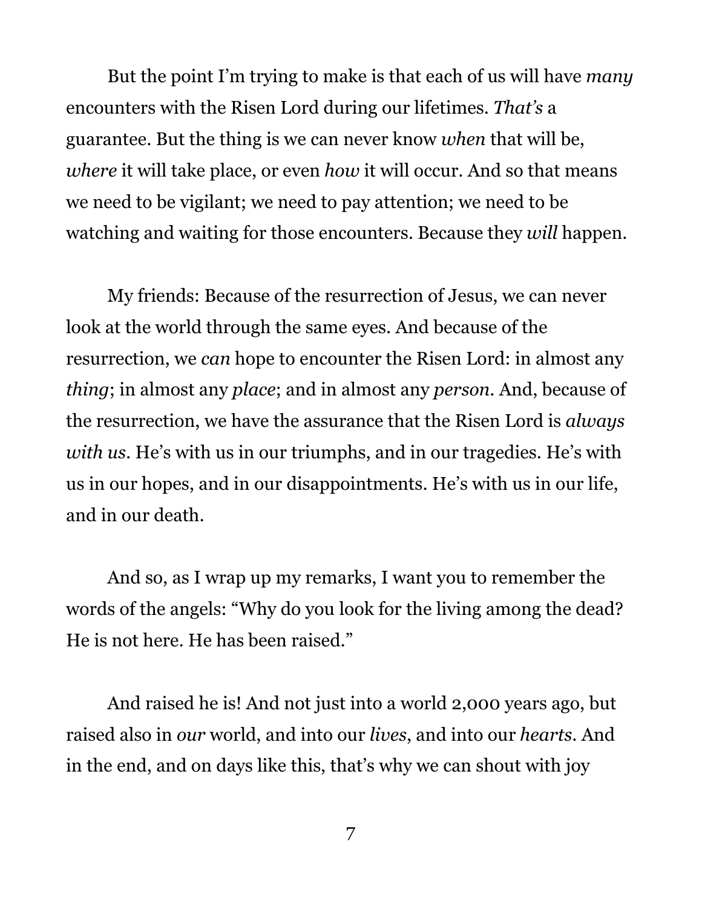But the point I'm trying to make is that each of us will have *many* encounters with the Risen Lord during our lifetimes. *That's* a guarantee. But the thing is we can never know *when* that will be, *where* it will take place, or even *how* it will occur. And so that means we need to be vigilant; we need to pay attention; we need to be watching and waiting for those encounters. Because they *will* happen.

My friends: Because of the resurrection of Jesus, we can never look at the world through the same eyes. And because of the resurrection, we *can* hope to encounter the Risen Lord: in almost any *thing*; in almost any *place*; and in almost any *person*. And, because of the resurrection, we have the assurance that the Risen Lord is *always with us*. He's with us in our triumphs, and in our tragedies. He's with us in our hopes, and in our disappointments. He's with us in our life, and in our death.

And so, as I wrap up my remarks, I want you to remember the words of the angels: "Why do you look for the living among the dead? He is not here. He has been raised."

And raised he is! And not just into a world 2,000 years ago, but raised also in *our* world, and into our *lives*, and into our *hearts*. And in the end, and on days like this, that's why we can shout with joy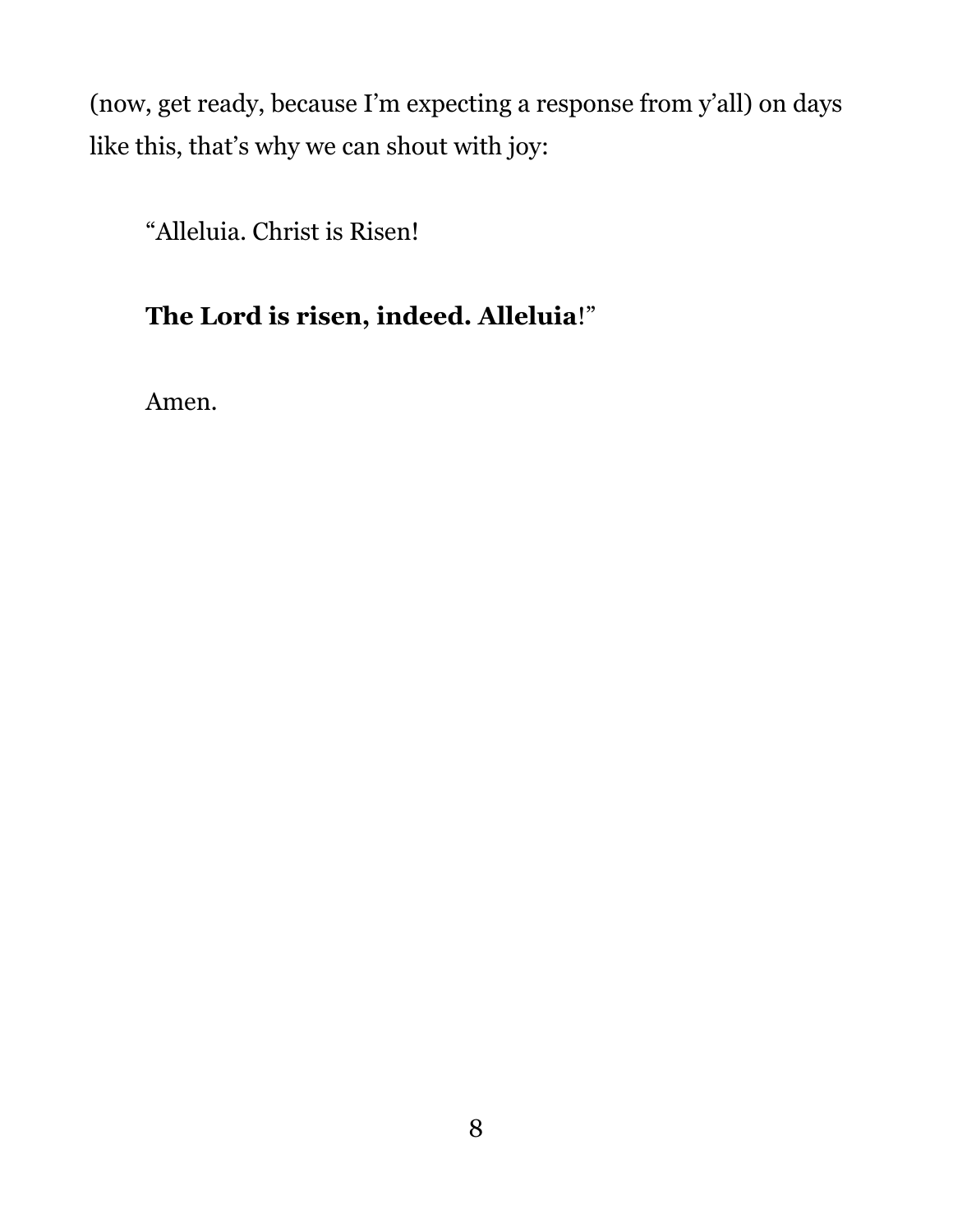(now, get ready, because I'm expecting a response from y'all) on days like this, that's why we can shout with joy:

"Alleluia. Christ is Risen!

**The Lord is risen, indeed. Alleluia**!"

Amen.